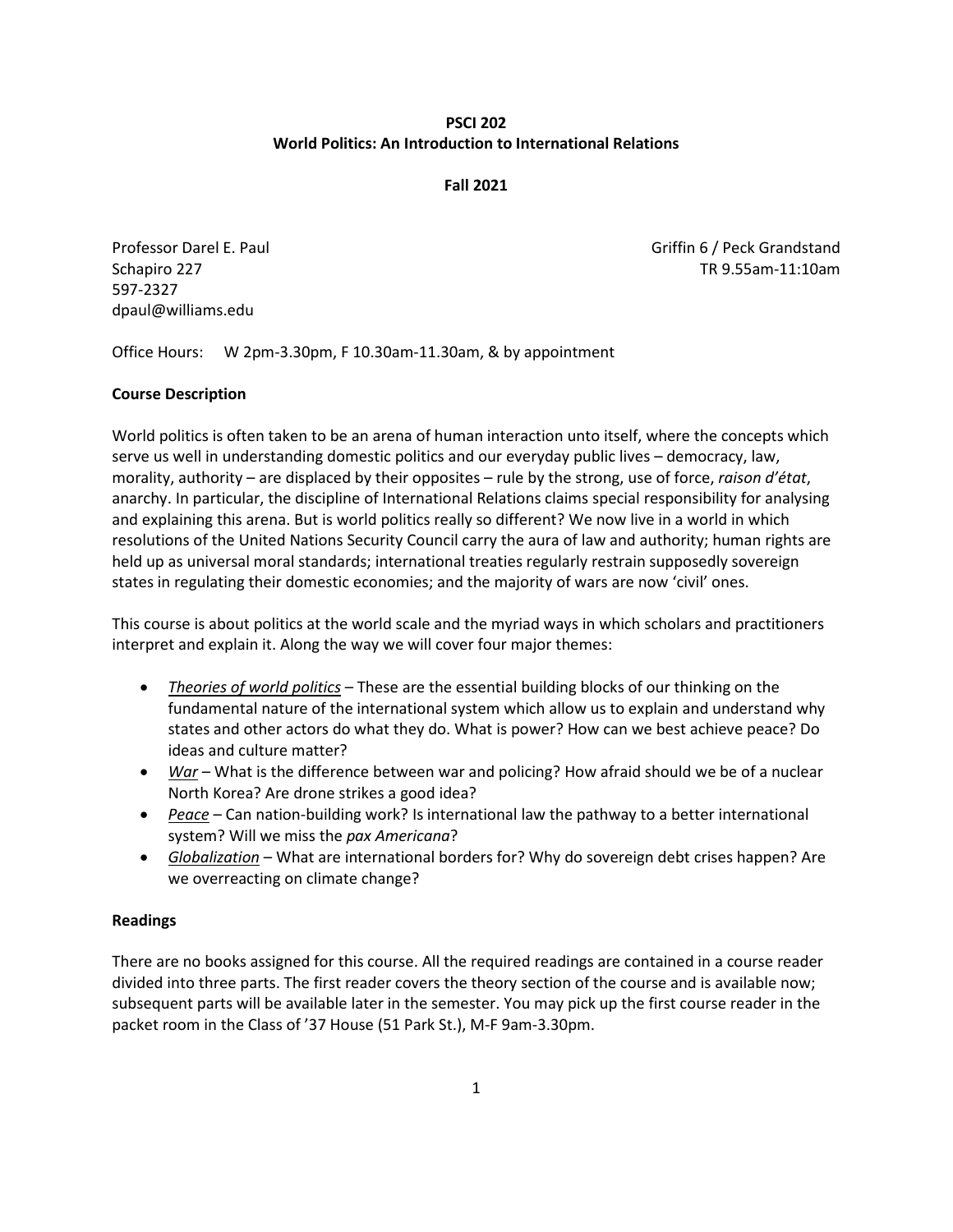**PSCI 202**
**World Politics: An Introduction to International Relations**

**Fall 2021**

Professor Darel E. Paul
Schapiro 227
597-2327
dpaul@williams.edu

Griffin 6 / Peck Grandstand
TR 9.55am-11:10am

Office Hours: W 2pm-3.30pm, F 10.30am-11.30am, & by appointment

**Course Description**

World politics is often taken to be an arena of human interaction unto itself, where the concepts which serve us well in understanding domestic politics and our everyday public lives – democracy, law, morality, authority – are displaced by their opposites – rule by the strong, use of force, *raison d'état*, anarchy. In particular, the discipline of International Relations claims special responsibility for analysing and explaining this arena. But is world politics really so different? We now live in a world in which resolutions of the United Nations Security Council carry the aura of law and authority; human rights are held up as universal moral standards; international treaties regularly restrain supposedly sovereign states in regulating their domestic economies; and the majority of wars are now 'civil' ones.

This course is about politics at the world scale and the myriad ways in which scholars and practitioners interpret and explain it. Along the way we will cover four major themes:

- *Theories of world politics* – These are the essential building blocks of our thinking on the fundamental nature of the international system which allow us to explain and understand why states and other actors do what they do. What is power? How can we best achieve peace? Do ideas and culture matter?
- *War* – What is the difference between war and policing? How afraid should we be of a nuclear North Korea? Are drone strikes a good idea?
- *Peace* – Can nation-building work? Is international law the pathway to a better international system? Will we miss the *pax Americana*?
- *Globalization* – What are international borders for? Why do sovereign debt crises happen? Are we overreacting on climate change?

**Readings**

There are no books assigned for this course. All the required readings are contained in a course reader divided into three parts. The first reader covers the theory section of the course and is available now; subsequent parts will be available later in the semester. You may pick up the first course reader in the packet room in the Class of '37 House (51 Park St.), M-F 9am-3.30pm.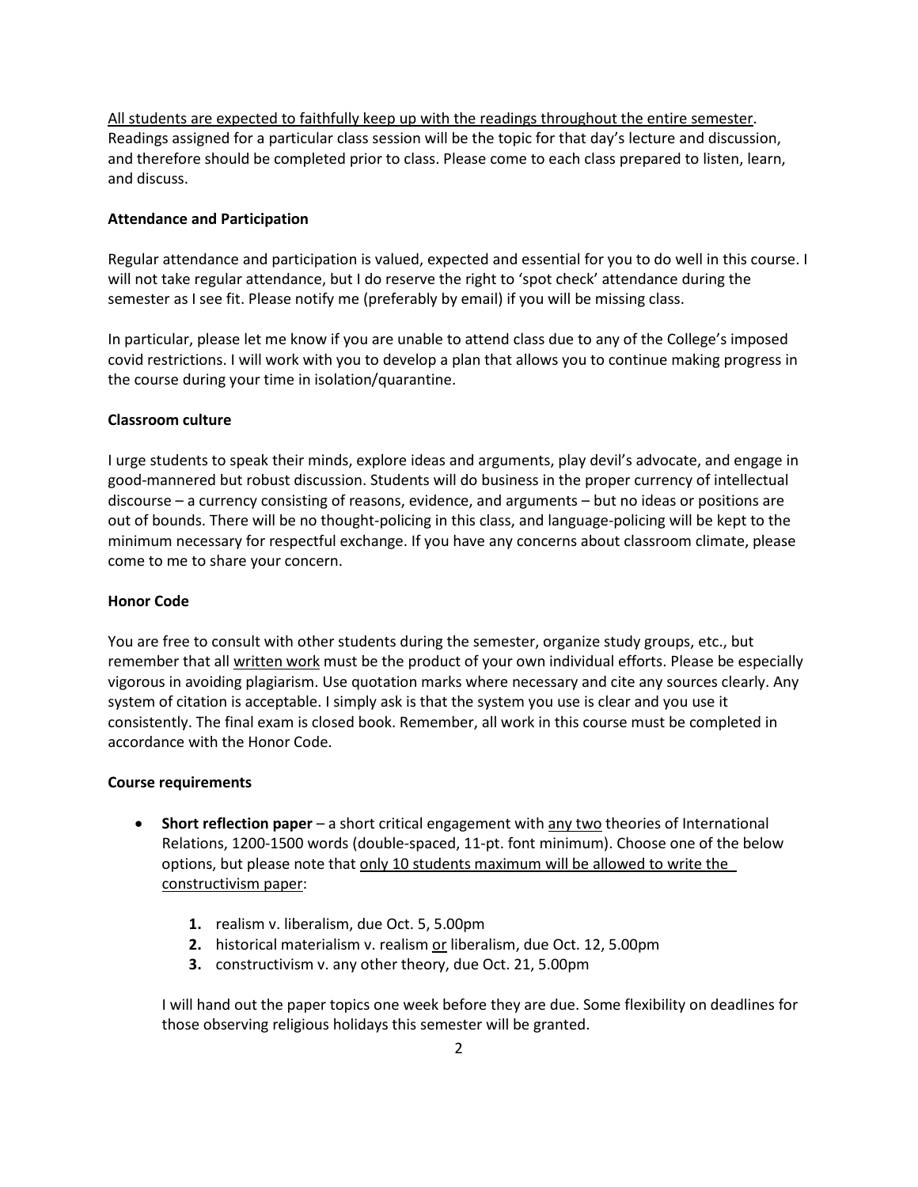<u>All students are expected to faithfully keep up with the readings throughout the entire semester</u>. Readings assigned for a particular class session will be the topic for that day's lecture and discussion, and therefore should be completed prior to class. Please come to each class prepared to listen, learn, and discuss.

**Attendance and Participation**

Regular attendance and participation is valued, expected and essential for you to do well in this course. I will not take regular attendance, but I do reserve the right to 'spot check' attendance during the semester as I see fit. Please notify me (preferably by email) if you will be missing class.

In particular, please let me know if you are unable to attend class due to any of the College's imposed covid restrictions. I will work with you to develop a plan that allows you to continue making progress in the course during your time in isolation/quarantine.

**Classroom culture**

I urge students to speak their minds, explore ideas and arguments, play devil's advocate, and engage in good-mannered but robust discussion. Students will do business in the proper currency of intellectual discourse – a currency consisting of reasons, evidence, and arguments – but no ideas or positions are out of bounds. There will be no thought-policing in this class, and language-policing will be kept to the minimum necessary for respectful exchange. If you have any concerns about classroom climate, please come to me to share your concern.

**Honor Code**

You are free to consult with other students during the semester, organize study groups, etc., but remember that all <u>written work</u> must be the product of your own individual efforts. Please be especially vigorous in avoiding plagiarism. Use quotation marks where necessary and cite any sources clearly. Any system of citation is acceptable. I simply ask is that the system you use is clear and you use it consistently. The final exam is closed book. Remember, all work in this course must be completed in accordance with the Honor Code.

**Course requirements**

- **Short reflection paper** – a short critical engagement with <u>any two</u> theories of International Relations, 1200-1500 words (double-spaced, 11-pt. font minimum). Choose one of the below options, but please note that <u>only 10 students maximum will be allowed to write the constructivism paper</u>:

    1. realism v. liberalism, due Oct. 5, 5.00pm
    2. historical materialism v. realism <u>or</u> liberalism, due Oct. 12, 5.00pm
    3. constructivism v. any other theory, due Oct. 21, 5.00pm

    I will hand out the paper topics one week before they are due. Some flexibility on deadlines for those observing religious holidays this semester will be granted.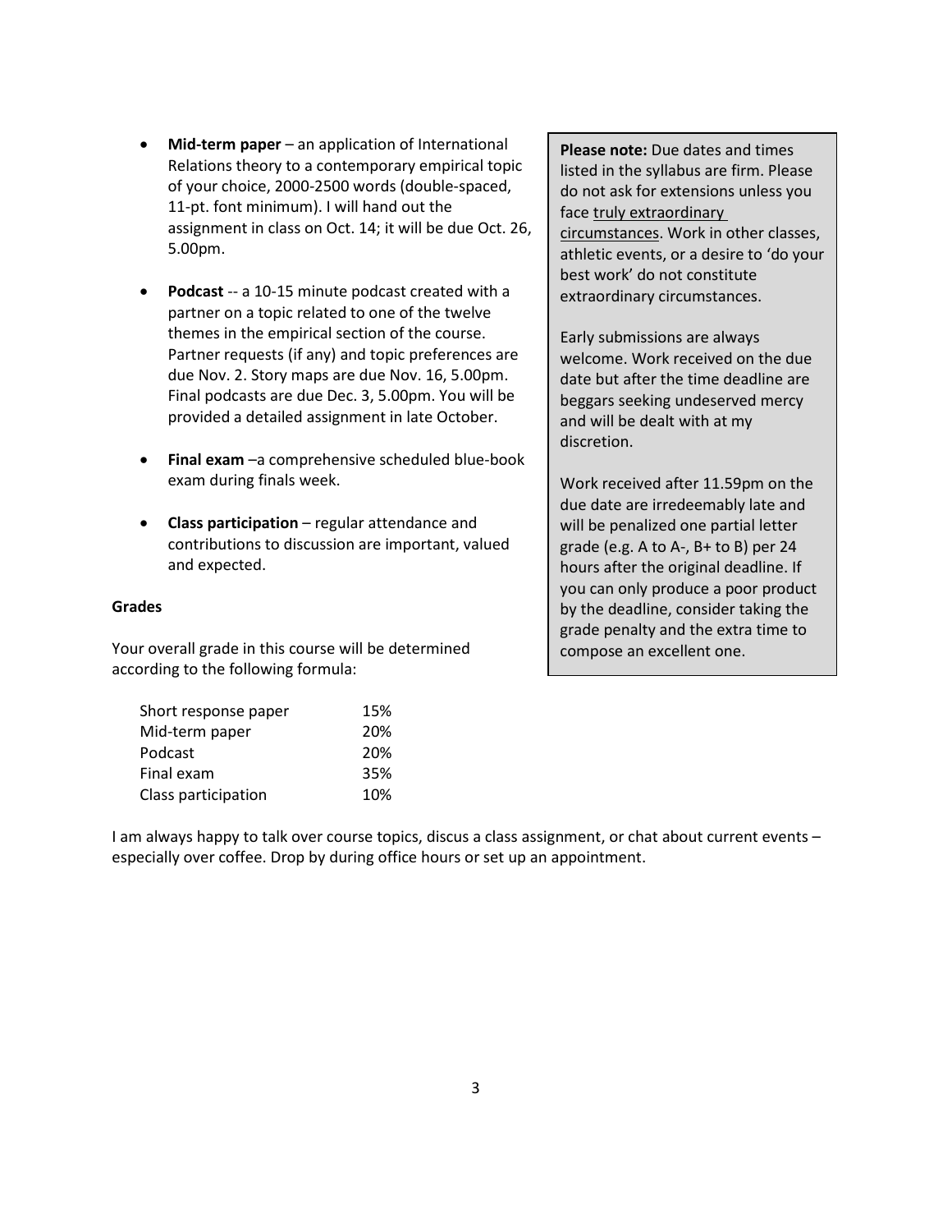- **Mid-term paper** – an application of International Relations theory to a contemporary empirical topic of your choice, 2000-2500 words (double-spaced, 11-pt. font minimum). I will hand out the assignment in class on Oct. 14; it will be due Oct. 26, 5.00pm.

- **Podcast** -- a 10-15 minute podcast created with a partner on a topic related to one of the twelve themes in the empirical section of the course. Partner requests (if any) and topic preferences are due Nov. 2. Story maps are due Nov. 16, 5.00pm. Final podcasts are due Dec. 3, 5.00pm. You will be provided a detailed assignment in late October.

- **Final exam** –a comprehensive scheduled blue-book exam during finals week.

- **Class participation** – regular attendance and contributions to discussion are important, valued and expected.

**Please note:** Due dates and times listed in the syllabus are firm. Please do not ask for extensions unless you face truly extraordinary circumstances. Work in other classes, athletic events, or a desire to 'do your best work' do not constitute extraordinary circumstances.

Early submissions are always welcome. Work received on the due date but after the time deadline are beggars seeking undeserved mercy and will be dealt with at my discretion.

Work received after 11.59pm on the due date are irredeemably late and will be penalized one partial letter grade (e.g. A to A-, B+ to B) per 24 hours after the original deadline. If you can only produce a poor product by the deadline, consider taking the grade penalty and the extra time to compose an excellent one.

**Grades**

Your overall grade in this course will be determined according to the following formula:

| Component | Weight |
|---|---|
| Short response paper | 15% |
| Mid-term paper | 20% |
| Podcast | 20% |
| Final exam | 35% |
| Class participation | 10% |

I am always happy to talk over course topics, discus a class assignment, or chat about current events – especially over coffee. Drop by during office hours or set up an appointment.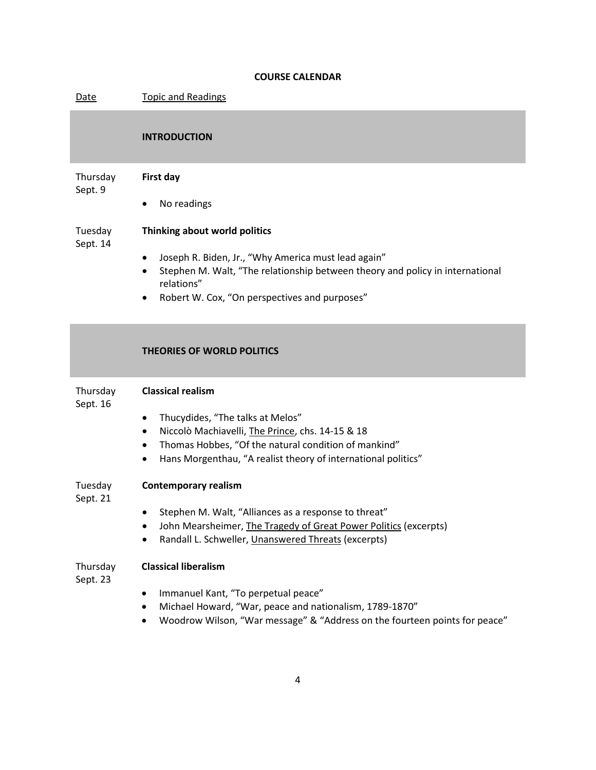## COURSE CALENDAR

<u>Date</u> <u>Topic and Readings</u>

### INTRODUCTION

**Thursday Sept. 9** — **First day**

- No readings

**Tuesday Sept. 14** — **Thinking about world politics**

- Joseph R. Biden, Jr., "Why America must lead again"
- Stephen M. Walt, "The relationship between theory and policy in international relations"
- Robert W. Cox, "On perspectives and purposes"

### THEORIES OF WORLD POLITICS

**Thursday Sept. 16** — **Classical realism**

- Thucydides, "The talks at Melos"
- Niccolò Machiavelli, <u>The Prince</u>, chs. 14-15 & 18
- Thomas Hobbes, "Of the natural condition of mankind"
- Hans Morgenthau, "A realist theory of international politics"

**Tuesday Sept. 21** — **Contemporary realism**

- Stephen M. Walt, "Alliances as a response to threat"
- John Mearsheimer, <u>The Tragedy of Great Power Politics</u> (excerpts)
- Randall L. Schweller, <u>Unanswered Threats</u> (excerpts)

**Thursday Sept. 23** — **Classical liberalism**

- Immanuel Kant, "To perpetual peace"
- Michael Howard, "War, peace and nationalism, 1789-1870"
- Woodrow Wilson, "War message" & "Address on the fourteen points for peace"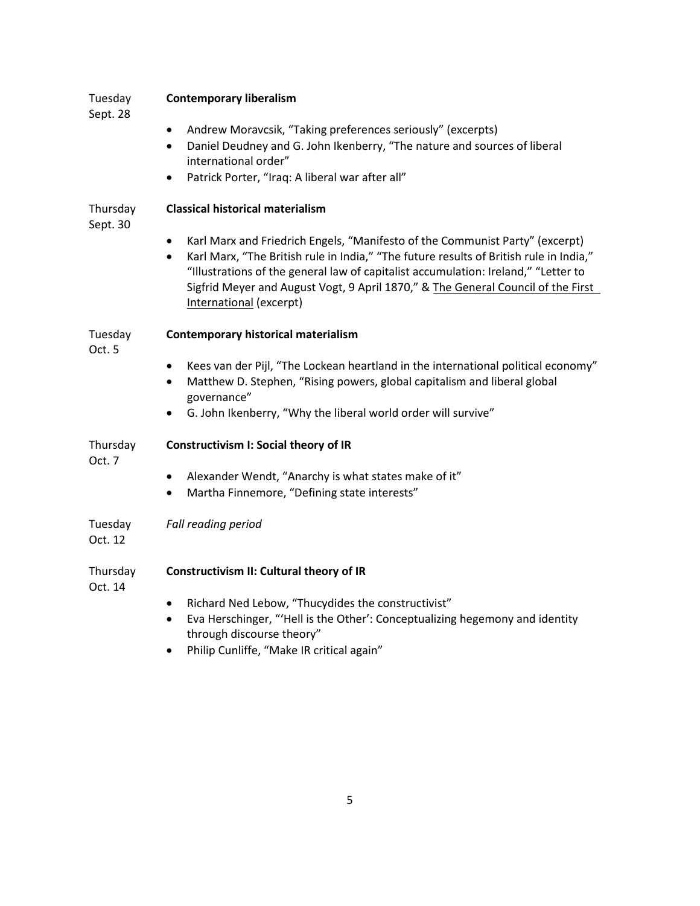Tuesday Sept. 28 — **Contemporary liberalism**

- Andrew Moravcsik, "Taking preferences seriously" (excerpts)
- Daniel Deudney and G. John Ikenberry, "The nature and sources of liberal international order"
- Patrick Porter, "Iraq: A liberal war after all"

Thursday Sept. 30 — **Classical historical materialism**

- Karl Marx and Friedrich Engels, "Manifesto of the Communist Party" (excerpt)
- Karl Marx, "The British rule in India," "The future results of British rule in India," "Illustrations of the general law of capitalist accumulation: Ireland," "Letter to Sigfrid Meyer and August Vogt, 9 April 1870," & The General Council of the First International (excerpt)

Tuesday Oct. 5 — **Contemporary historical materialism**

- Kees van der Pijl, "The Lockean heartland in the international political economy"
- Matthew D. Stephen, "Rising powers, global capitalism and liberal global governance"
- G. John Ikenberry, "Why the liberal world order will survive"

Thursday Oct. 7 — **Constructivism I: Social theory of IR**

- Alexander Wendt, "Anarchy is what states make of it"
- Martha Finnemore, "Defining state interests"

Tuesday Oct. 12 — *Fall reading period*

Thursday Oct. 14 — **Constructivism II: Cultural theory of IR**

- Richard Ned Lebow, "Thucydides the constructivist"
- Eva Herschinger, "'Hell is the Other': Conceptualizing hegemony and identity through discourse theory"
- Philip Cunliffe, "Make IR critical again"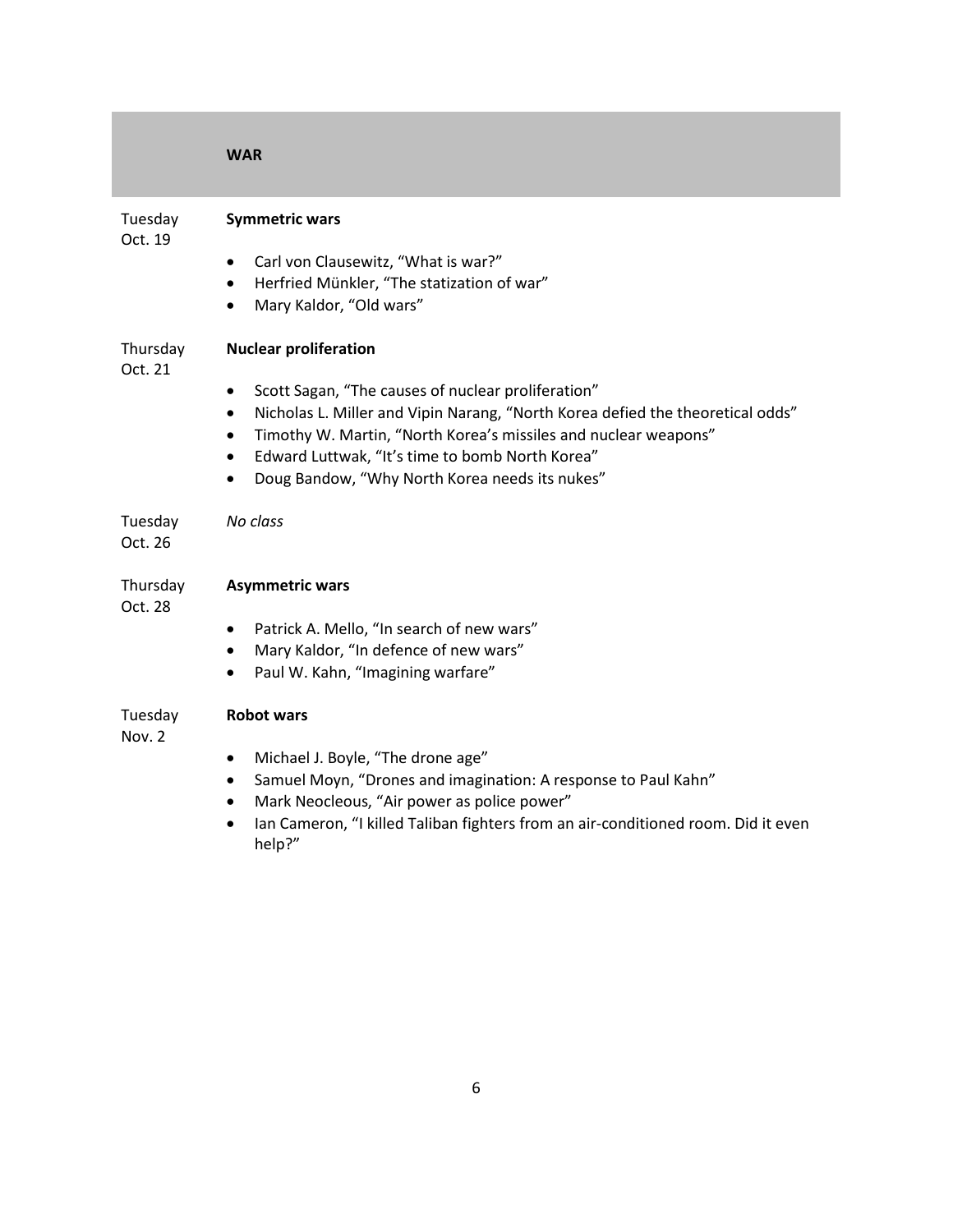## WAR

**Tuesday Oct. 19** — **Symmetric wars**

- Carl von Clausewitz, "What is war?"
- Herfried Münkler, "The statization of war"
- Mary Kaldor, "Old wars"

**Thursday Oct. 21** — **Nuclear proliferation**

- Scott Sagan, "The causes of nuclear proliferation"
- Nicholas L. Miller and Vipin Narang, "North Korea defied the theoretical odds"
- Timothy W. Martin, "North Korea's missiles and nuclear weapons"
- Edward Luttwak, "It's time to bomb North Korea"
- Doug Bandow, "Why North Korea needs its nukes"

**Tuesday Oct. 26** — *No class*

**Thursday Oct. 28** — **Asymmetric wars**

- Patrick A. Mello, "In search of new wars"
- Mary Kaldor, "In defence of new wars"
- Paul W. Kahn, "Imagining warfare"

**Tuesday Nov. 2** — **Robot wars**

- Michael J. Boyle, "The drone age"
- Samuel Moyn, "Drones and imagination: A response to Paul Kahn"
- Mark Neocleous, "Air power as police power"
- Ian Cameron, "I killed Taliban fighters from an air-conditioned room. Did it even help?"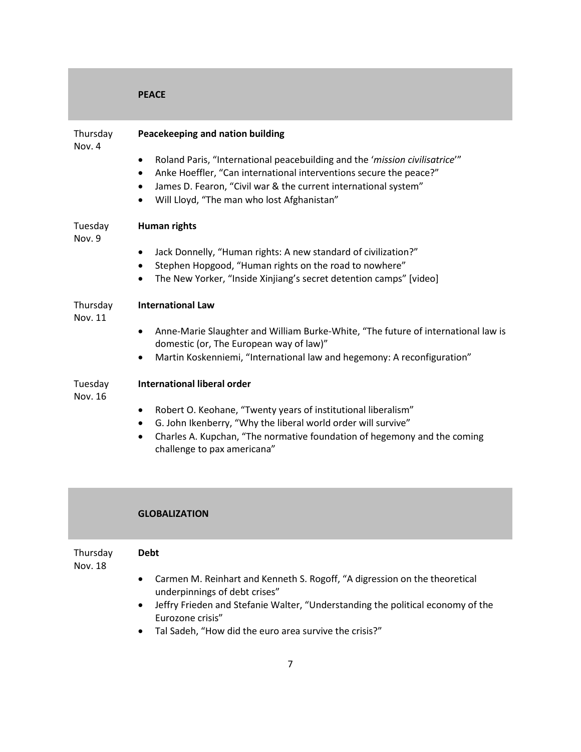## PEACE

**Thursday Nov. 4**

### Peacekeeping and nation building

- Roland Paris, “International peacebuilding and the ‘*mission civilisatrice*’”
- Anke Hoeffler, “Can international interventions secure the peace?”
- James D. Fearon, “Civil war & the current international system”
- Will Lloyd, “The man who lost Afghanistan”

**Tuesday Nov. 9**

### Human rights

- Jack Donnelly, “Human rights: A new standard of civilization?”
- Stephen Hopgood, “Human rights on the road to nowhere”
- The New Yorker, “Inside Xinjiang’s secret detention camps” [video]

**Thursday Nov. 11**

### International Law

- Anne-Marie Slaughter and William Burke-White, “The future of international law is domestic (or, The European way of law)”
- Martin Koskenniemi, “International law and hegemony: A reconfiguration”

**Tuesday Nov. 16**

### International liberal order

- Robert O. Keohane, “Twenty years of institutional liberalism”
- G. John Ikenberry, “Why the liberal world order will survive”
- Charles A. Kupchan, “The normative foundation of hegemony and the coming challenge to pax americana”

## GLOBALIZATION

**Thursday Nov. 18**

### Debt

- Carmen M. Reinhart and Kenneth S. Rogoff, “A digression on the theoretical underpinnings of debt crises”
- Jeffry Frieden and Stefanie Walter, “Understanding the political economy of the Eurozone crisis”
- Tal Sadeh, “How did the euro area survive the crisis?”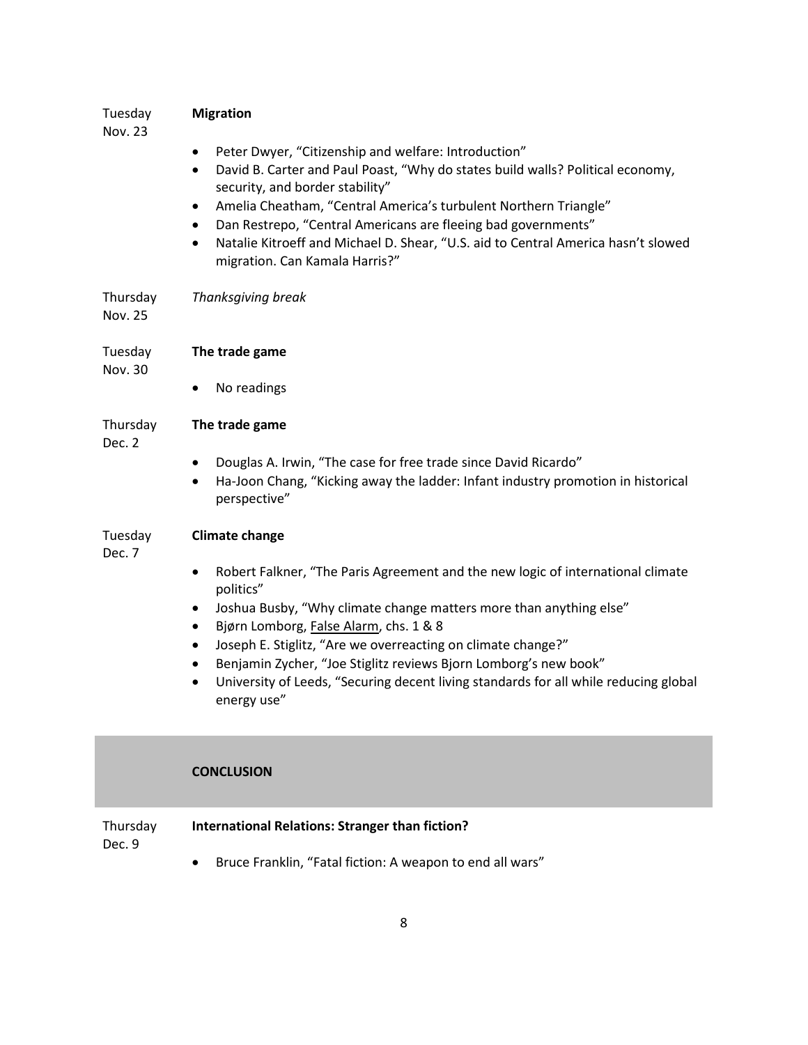Tuesday Nov. 23

**Migration**

- Peter Dwyer, "Citizenship and welfare: Introduction"
- David B. Carter and Paul Poast, "Why do states build walls? Political economy, security, and border stability"
- Amelia Cheatham, "Central America's turbulent Northern Triangle"
- Dan Restrepo, "Central Americans are fleeing bad governments"
- Natalie Kitroeff and Michael D. Shear, "U.S. aid to Central America hasn't slowed migration. Can Kamala Harris?"

Thursday Nov. 25

*Thanksgiving break*

Tuesday Nov. 30

**The trade game**

- No readings

Thursday Dec. 2

**The trade game**

- Douglas A. Irwin, "The case for free trade since David Ricardo"
- Ha-Joon Chang, "Kicking away the ladder: Infant industry promotion in historical perspective"

Tuesday Dec. 7

**Climate change**

- Robert Falkner, "The Paris Agreement and the new logic of international climate politics"
- Joshua Busby, "Why climate change matters more than anything else"
- Bjørn Lomborg, False Alarm, chs. 1 & 8
- Joseph E. Stiglitz, "Are we overreacting on climate change?"
- Benjamin Zycher, "Joe Stiglitz reviews Bjorn Lomborg's new book"
- University of Leeds, "Securing decent living standards for all while reducing global energy use"

## CONCLUSION

Thursday Dec. 9

**International Relations: Stranger than fiction?**

- Bruce Franklin, "Fatal fiction: A weapon to end all wars"